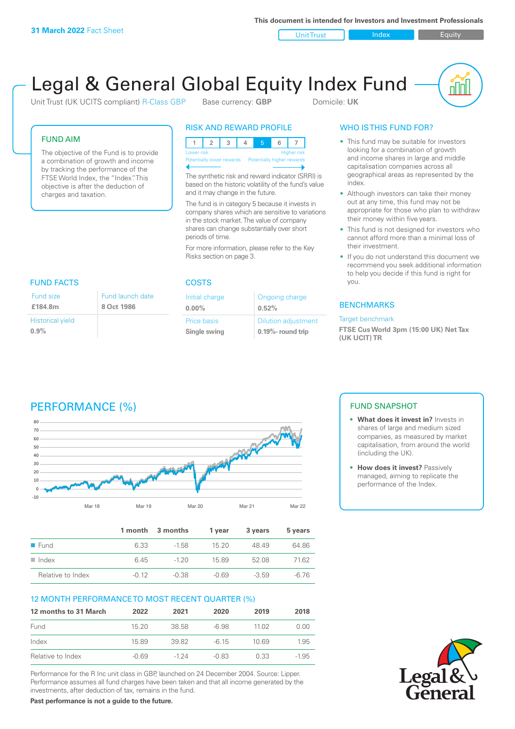**31 March 2022** Fact Sheet

This document is intended for Investors and Investment Professionals

Unit Trust | Index | Equity

# Legal & General Global Equity Index Fund

Unit Trust (UK UCITS compliant) R-Class GBP    Base currency: **GBP**    Domicile: **UK**

## FUND AIM

The objective of the Fund is to provide a combination of growth and income by tracking the performance of the FTSE World Index, the "Index". This objective is after the deduction of charges and taxation.

## RISK AND REWARD PROFILE

| 1 | 2 | 3 | 4 | **5** | 6 | 7 |
|---|---|---|---|---|---|---|

Lower risk — Potentially lower rewards | Higher risk — Potentially higher rewards

The synthetic risk and reward indicator (SRRI) is based on the historic volatility of the fund's value and it may change in the future.

The fund is in category 5 because it invests in company shares which are sensitive to variations in the stock market. The value of company shares can change substantially over short periods of time.

For more information, please refer to the Key Risks section on page 3.

## WHO IS THIS FUND FOR?

- This fund may be suitable for investors looking for a combination of growth and income shares in large and middle capitalisation companies across all geographical areas as represented by the index.
- Although investors can take their money out at any time, this fund may not be appropriate for those who plan to withdraw their money within five years.
- This fund is not designed for investors who cannot afford more than a minimal loss of their investment.
- If you do not understand this document we recommend you seek additional information to help you decide if this fund is right for you.

## FUND FACTS

| Fund size | Fund launch date |
|---|---|
| **£184.8m** | **8 Oct 1986** |
| Historical yield | |
| **0.9%** | |

## COSTS

| Initial charge | Ongoing charge |
|---|---|
| **0.00%** | **0.52%** |
| Price basis | Dilution adjustment |
| **Single swing** | **0.19%- round trip** |

## BENCHMARKS

Target benchmark

**FTSE Cus World 3pm (15:00 UK) Net Tax (UK UCIT) TR**

## PERFORMANCE (%)

|  | 1 month | 3 months | 1 year | 3 years | 5 years |
|---|---|---|---|---|---|
| Fund | 6.33 | -1.58 | 15.20 | 48.49 | 64.86 |
| Index | 6.45 | -1.20 | 15.89 | 52.08 | 71.62 |
| Relative to Index | -0.12 | -0.38 | -0.69 | -3.59 | -6.76 |

## 12 MONTH PERFORMANCE TO MOST RECENT QUARTER (%)

| 12 months to 31 March | 2022 | 2021 | 2020 | 2019 | 2018 |
|---|---|---|---|---|---|
| Fund | 15.20 | 38.58 | -6.98 | 11.02 | 0.00 |
| Index | 15.89 | 39.82 | -6.15 | 10.69 | 1.95 |
| Relative to Index | -0.69 | -1.24 | -0.83 | 0.33 | -1.95 |

Performance for the R Inc unit class in GBP, launched on 24 December 2004. Source: Lipper. Performance assumes all fund charges have been taken and that all income generated by the investments, after deduction of tax, remains in the fund.

**Past performance is not a guide to the future.**

## FUND SNAPSHOT

- **What does it invest in?** Invests in shares of large and medium sized companies, as measured by market capitalisation, from around the world (including the UK).
- **How does it invest?** Passively managed, aiming to replicate the performance of the Index.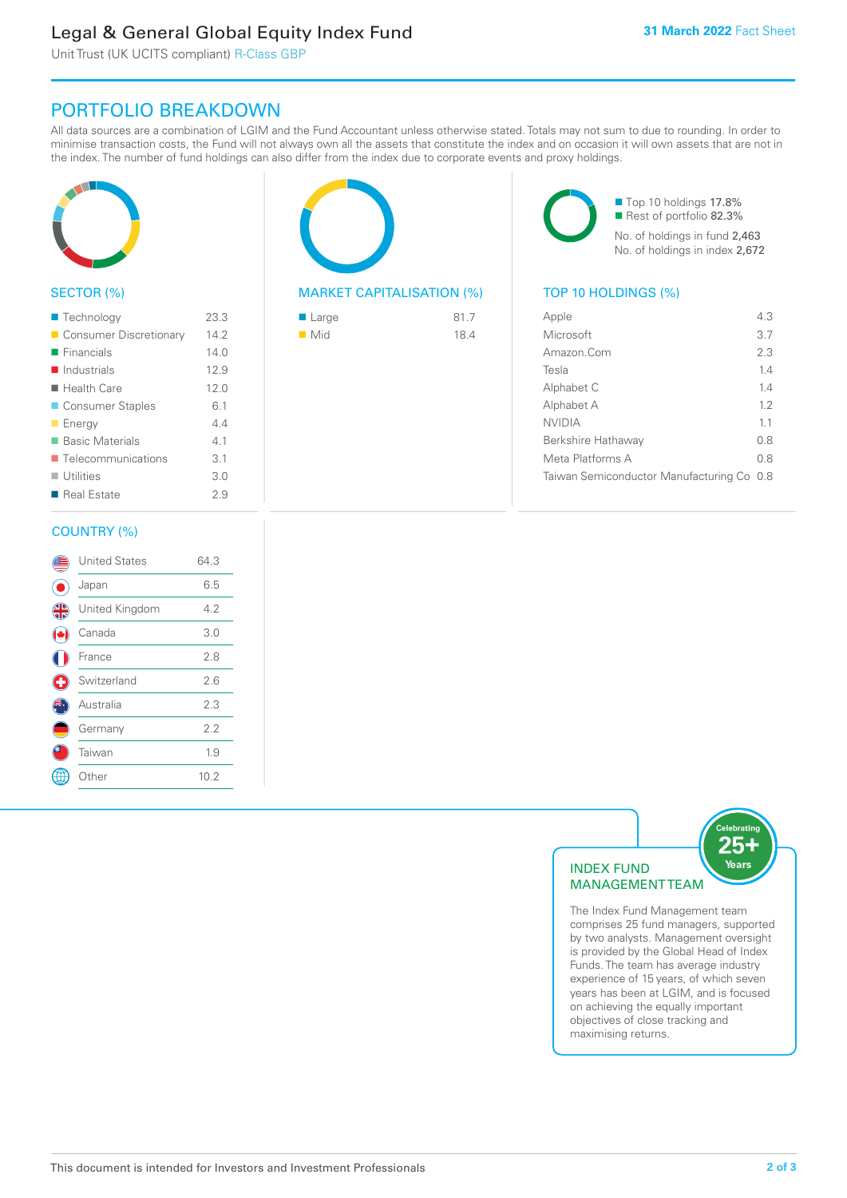# Legal & General Global Equity Index Fund

Unit Trust (UK UCITS compliant) R-Class GBP

**31 March 2022** Fact Sheet

## PORTFOLIO BREAKDOWN

All data sources are a combination of LGIM and the Fund Accountant unless otherwise stated. Totals may not sum to due to rounding. In order to minimise transaction costs, the Fund will not always own all the assets that constitute the index and on occasion it will own assets that are not in the index. The number of fund holdings can also differ from the index due to corporate events and proxy holdings.

### SECTOR (%)

| Sector | % |
|---|---|
| Technology | 23.3 |
| Consumer Discretionary | 14.2 |
| Financials | 14.0 |
| Industrials | 12.9 |
| Health Care | 12.0 |
| Consumer Staples | 6.1 |
| Energy | 4.4 |
| Basic Materials | 4.1 |
| Telecommunications | 3.1 |
| Utilities | 3.0 |
| Real Estate | 2.9 |

### MARKET CAPITALISATION (%)

| Market Capitalisation | % |
|---|---|
| Large | 81.7 |
| Mid | 18.4 |

- Top 10 holdings 17.8%
- Rest of portfolio 82.3%

No. of holdings in fund 2,463

No. of holdings in index 2,672

### TOP 10 HOLDINGS (%)

| Holding | % |
|---|---|
| Apple | 4.3 |
| Microsoft | 3.7 |
| Amazon.Com | 2.3 |
| Tesla | 1.4 |
| Alphabet C | 1.4 |
| Alphabet A | 1.2 |
| NVIDIA | 1.1 |
| Berkshire Hathaway | 0.8 |
| Meta Platforms A | 0.8 |
| Taiwan Semiconductor Manufacturing Co | 0.8 |

### COUNTRY (%)

| Country | % |
|---|---|
| United States | 64.3 |
| Japan | 6.5 |
| United Kingdom | 4.2 |
| Canada | 3.0 |
| France | 2.8 |
| Switzerland | 2.6 |
| Australia | 2.3 |
| Germany | 2.2 |
| Taiwan | 1.9 |
| Other | 10.2 |

### INDEX FUND MANAGEMENT TEAM

Celebrating 25+ Years

The Index Fund Management team comprises 25 fund managers, supported by two analysts. Management oversight is provided by the Global Head of Index Funds. The team has average industry experience of 15 years, of which seven years has been at LGIM, and is focused on achieving the equally important objectives of close tracking and maximising returns.

This document is intended for Investors and Investment Professionals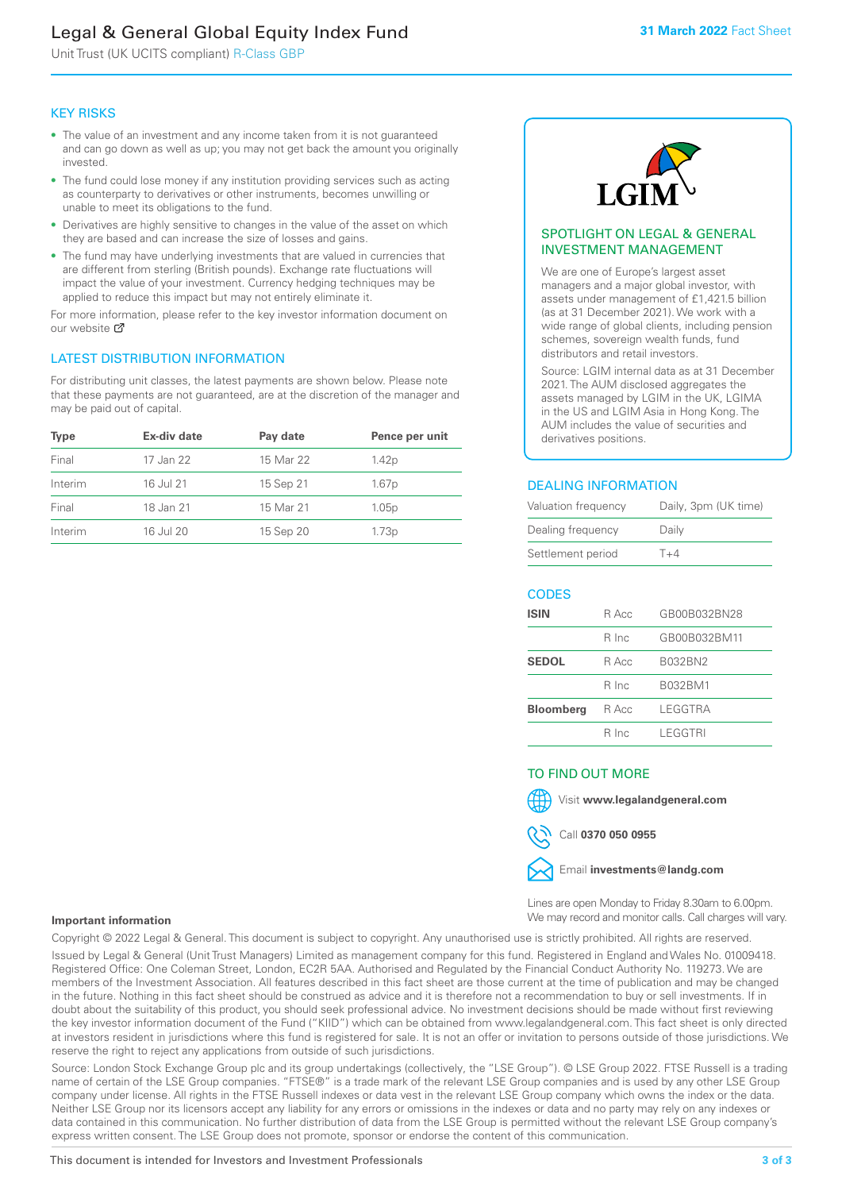# Legal & General Global Equity Index Fund

Unit Trust (UK UCITS compliant) R-Class GBP

31 March 2022 Fact Sheet

## KEY RISKS

- The value of an investment and any income taken from it is not guaranteed and can go down as well as up; you may not get back the amount you originally invested.
- The fund could lose money if any institution providing services such as acting as counterparty to derivatives or other instruments, becomes unwilling or unable to meet its obligations to the fund.
- Derivatives are highly sensitive to changes in the value of the asset on which they are based and can increase the size of losses and gains.
- The fund may have underlying investments that are valued in currencies that are different from sterling (British pounds). Exchange rate fluctuations will impact the value of your investment. Currency hedging techniques may be applied to reduce this impact but may not entirely eliminate it.

For more information, please refer to the key investor information document on our website

## LATEST DISTRIBUTION INFORMATION

For distributing unit classes, the latest payments are shown below. Please note that these payments are not guaranteed, are at the discretion of the manager and may be paid out of capital.

| Type | Ex-div date | Pay date | Pence per unit |
|---|---|---|---|
| Final | 17 Jan 22 | 15 Mar 22 | 1.42p |
| Interim | 16 Jul 21 | 15 Sep 21 | 1.67p |
| Final | 18 Jan 21 | 15 Mar 21 | 1.05p |
| Interim | 16 Jul 20 | 15 Sep 20 | 1.73p |

## SPOTLIGHT ON LEGAL & GENERAL INVESTMENT MANAGEMENT

We are one of Europe's largest asset managers and a major global investor, with assets under management of £1,421.5 billion (as at 31 December 2021). We work with a wide range of global clients, including pension schemes, sovereign wealth funds, fund distributors and retail investors.

Source: LGIM internal data as at 31 December 2021. The AUM disclosed aggregates the assets managed by LGIM in the UK, LGIMA in the US and LGIM Asia in Hong Kong. The AUM includes the value of securities and derivatives positions.

## DEALING INFORMATION

| | |
|---|---|
| Valuation frequency | Daily, 3pm (UK time) |
| Dealing frequency | Daily |
| Settlement period | T+4 |

## CODES

| | | |
|---|---|---|
| **ISIN** | R Acc | GB00B032BN28 |
| | R Inc | GB00B032BM11 |
| **SEDOL** | R Acc | B032BN2 |
| | R Inc | B032BM1 |
| **Bloomberg** | R Acc | LEGGTRA |
| | R Inc | LEGGTRI |

## TO FIND OUT MORE

Visit **www.legalandgeneral.com**

Call **0370 050 0955**

Email **investments@landg.com**

Lines are open Monday to Friday 8.30am to 6.00pm. We may record and monitor calls. Call charges will vary.

**Important information**

Copyright © 2022 Legal & General. This document is subject to copyright. Any unauthorised use is strictly prohibited. All rights are reserved.

Issued by Legal & General (Unit Trust Managers) Limited as management company for this fund. Registered in England and Wales No. 01009418. Registered Office: One Coleman Street, London, EC2R 5AA. Authorised and Regulated by the Financial Conduct Authority No. 119273. We are members of the Investment Association. All features described in this fact sheet are those current at the time of publication and may be changed in the future. Nothing in this fact sheet should be construed as advice and it is therefore not a recommendation to buy or sell investments. If in doubt about the suitability of this product, you should seek professional advice. No investment decisions should be made without first reviewing the key investor information document of the Fund ("KIID") which can be obtained from www.legalandgeneral.com. This fact sheet is only directed at investors resident in jurisdictions where this fund is registered for sale. It is not an offer or invitation to persons outside of those jurisdictions. We reserve the right to reject any applications from outside of such jurisdictions.

Source: London Stock Exchange Group plc and its group undertakings (collectively, the "LSE Group"). © LSE Group 2022. FTSE Russell is a trading name of certain of the LSE Group companies. "FTSE®" is a trade mark of the relevant LSE Group companies and is used by any other LSE Group company under license. All rights in the FTSE Russell indexes or data vest in the relevant LSE Group company which owns the index or the data. Neither LSE Group nor its licensors accept any liability for any errors or omissions in the indexes or data and no party may rely on any indexes or data contained in this communication. No further distribution of data from the LSE Group is permitted without the relevant LSE Group company's express written consent. The LSE Group does not promote, sponsor or endorse the content of this communication.

This document is intended for Investors and Investment Professionals